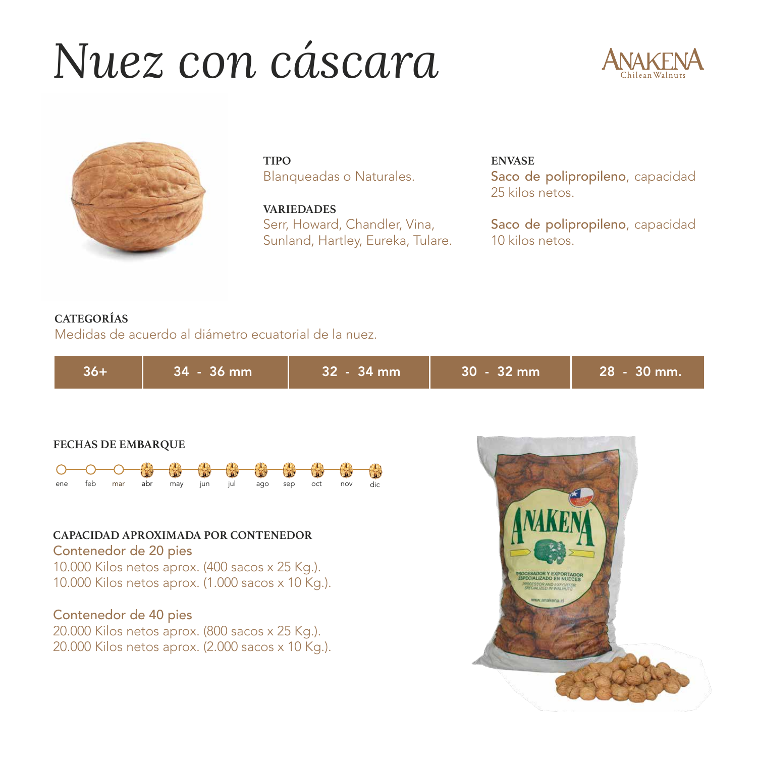# Nuez con cáscara

ANAKENA
Chilean Walnuts

**TIPO**
Blanqueadas o Naturales.

**VARIEDADES**
Serr, Howard, Chandler, Vina, Sunland, Hartley, Eureka, Tulare.

**ENVASE**
Saco de polipropileno, capacidad 25 kilos netos.

Saco de polipropileno, capacidad 10 kilos netos.

**CATEGORÍAS**
Medidas de acuerdo al diámetro ecuatorial de la nuez.

| 36+ | 34 - 36 mm | 32 - 34 mm | 30 - 32 mm | 28 - 30 mm. |
|---|---|---|---|---|

**FECHAS DE EMBARQUE**

| ene | feb | mar | abr | may | jun | jul | ago | sep | oct | nov | dic |
|---|---|---|---|---|---|---|---|---|---|---|---|
| ○ | ○ | ○ | ● | ● | ● | ● | ● | ● | ● | ● | ● |

**CAPACIDAD APROXIMADA POR CONTENEDOR**

Contenedor de 20 pies
10.000 Kilos netos aprox. (400 sacos x 25 Kg.).
10.000 Kilos netos aprox. (1.000 sacos x 10 Kg.).

Contenedor de 40 pies
20.000 Kilos netos aprox. (800 sacos x 25 Kg.).
20.000 Kilos netos aprox. (2.000 sacos x 10 Kg.).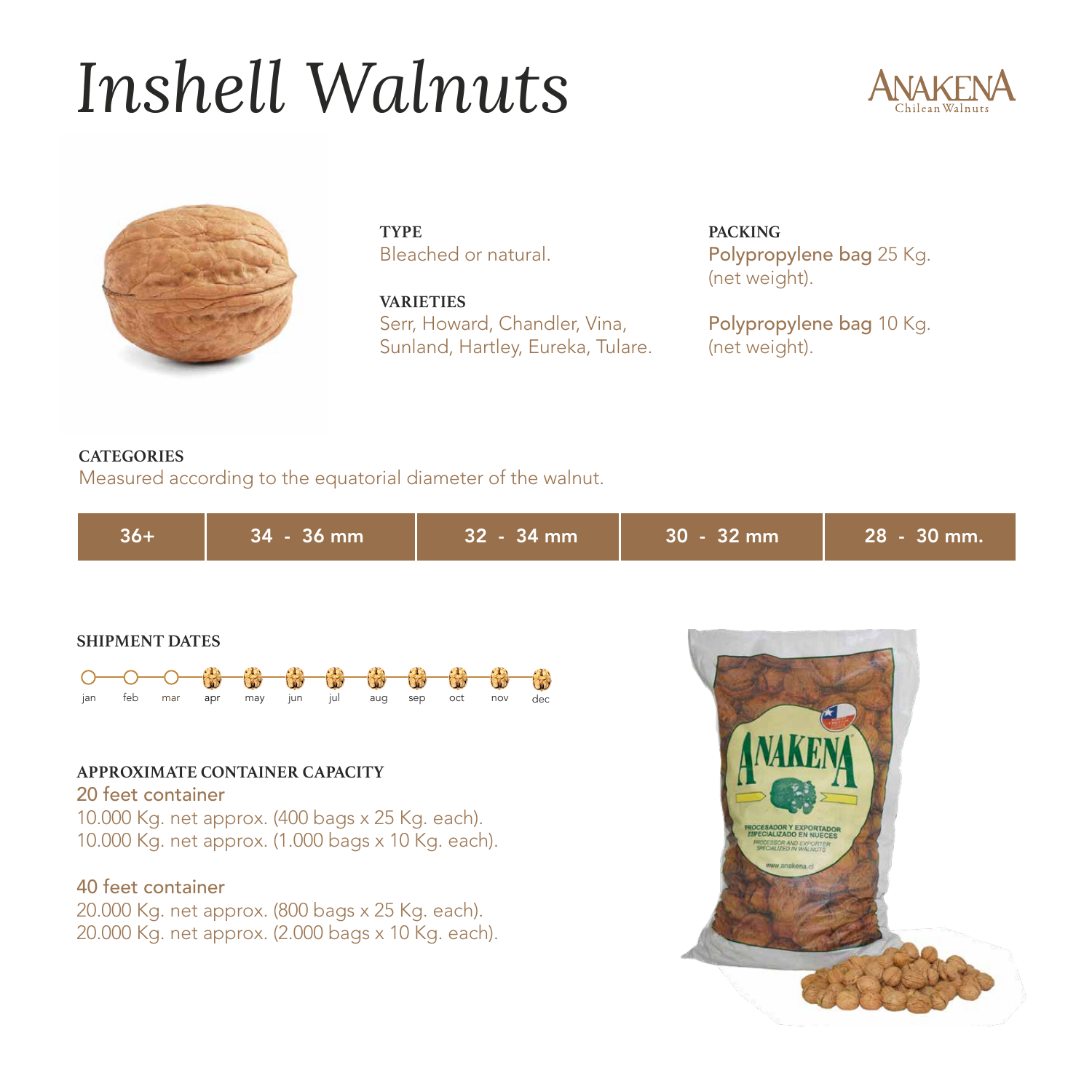# Inshell Walnuts

ANAKENA
Chilean Walnuts

**TYPE**
Bleached or natural.

**VARIETIES**
Serr, Howard, Chandler, Vina, Sunland, Hartley, Eureka, Tulare.

**PACKING**
Polypropylene bag 25 Kg. (net weight).

Polypropylene bag 10 Kg. (net weight).

**CATEGORIES**
Measured according to the equatorial diameter of the walnut.

| 36+ | 34 - 36 mm | 32 - 34 mm | 30 - 32 mm | 28 - 30 mm. |
|---|---|---|---|---|

**SHIPMENT DATES**

jan feb mar apr may jun jul aug sep oct nov dec

**APPROXIMATE CONTAINER CAPACITY**

20 feet container
10.000 Kg. net approx. (400 bags x 25 Kg. each).
10.000 Kg. net approx. (1.000 bags x 10 Kg. each).

40 feet container
20.000 Kg. net approx. (800 bags x 25 Kg. each).
20.000 Kg. net approx. (2.000 bags x 10 Kg. each).